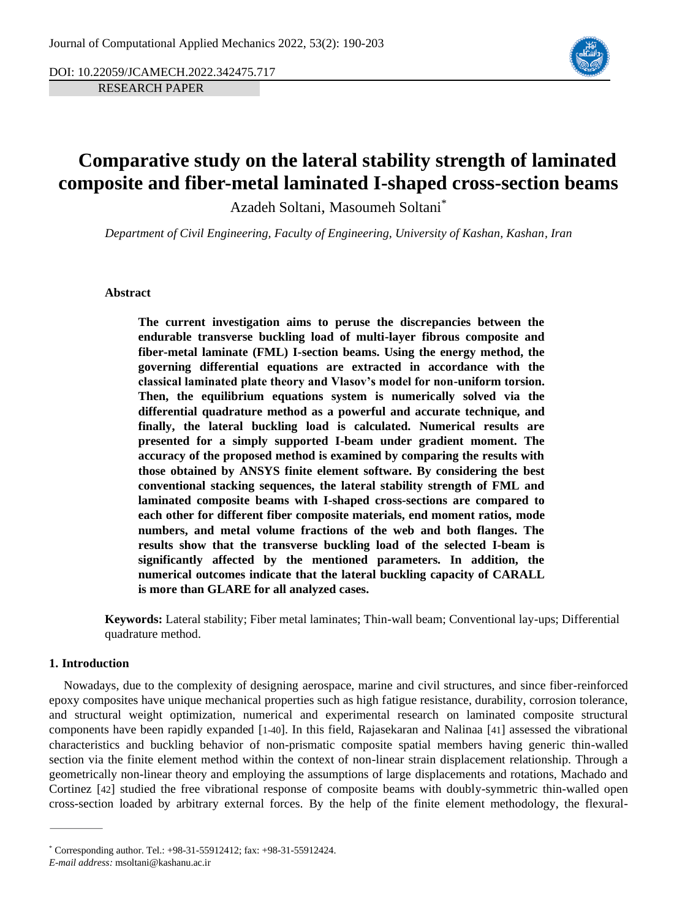DOI: 10.22059/JCAMECH.2022.342475.717

RESEARCH PAPER

# Comparative study on the lateral stability strength of laminated composite and fiber-metal laminated I-shaped cross-section beams

Azadeh Soltani, Masoumeh Soltani*

*Department of Civil Engineering, Faculty of Engineering, University of Kashan, Kashan, Iran*

## Abstract

**The current investigation aims to peruse the discrepancies between the endurable transverse buckling load of multi-layer fibrous composite and fiber-metal laminate (FML) I-section beams. Using the energy method, the governing differential equations are extracted in accordance with the classical laminated plate theory and Vlasov's model for non-uniform torsion. Then, the equilibrium equations system is numerically solved via the differential quadrature method as a powerful and accurate technique, and finally, the lateral buckling load is calculated. Numerical results are presented for a simply supported I-beam under gradient moment. The accuracy of the proposed method is examined by comparing the results with those obtained by ANSYS finite element software. By considering the best conventional stacking sequences, the lateral stability strength of FML and laminated composite beams with I-shaped cross-sections are compared to each other for different fiber composite materials, end moment ratios, mode numbers, and metal volume fractions of the web and both flanges. The results show that the transverse buckling load of the selected I-beam is significantly affected by the mentioned parameters. In addition, the numerical outcomes indicate that the lateral buckling capacity of CARALL is more than GLARE for all analyzed cases.**

**Keywords:** Lateral stability; Fiber metal laminates; Thin-wall beam; Conventional lay-ups; Differential quadrature method.

## 1. Introduction

Nowadays, due to the complexity of designing aerospace, marine and civil structures, and since fiber-reinforced epoxy composites have unique mechanical properties such as high fatigue resistance, durability, corrosion tolerance, and structural weight optimization, numerical and experimental research on laminated composite structural components have been rapidly expanded [1-40]. In this field, Rajasekaran and Nalinaa [41] assessed the vibrational characteristics and buckling behavior of non-prismatic composite spatial members having generic thin-walled section via the finite element method within the context of non-linear strain displacement relationship. Through a geometrically non-linear theory and employing the assumptions of large displacements and rotations, Machado and Cortinez [42] studied the free vibrational response of composite beams with doubly-symmetric thin-walled open cross-section loaded by arbitrary external forces. By the help of the finite element methodology, the flexural-

---

* Corresponding author. Tel.: +98-31-55912412; fax: +98-31-55912424.
*E-mail address:* msoltani@kashanu.ac.ir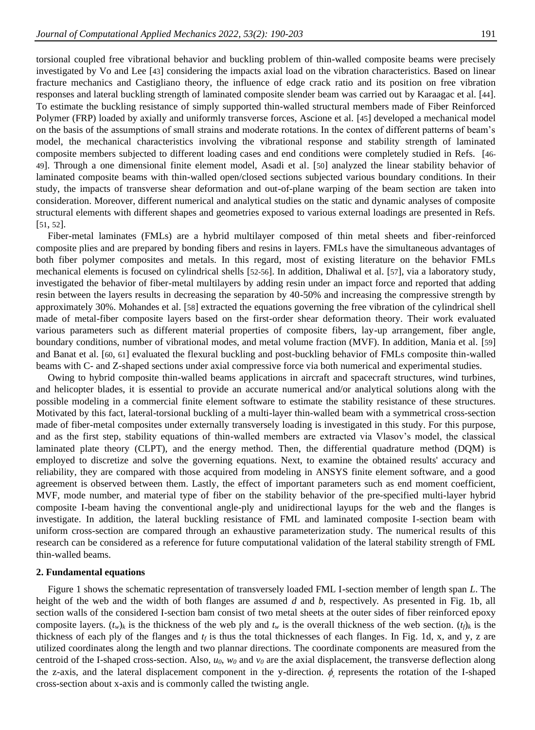torsional coupled free vibrational behavior and buckling problem of thin-walled composite beams were precisely investigated by Vo and Lee [43] considering the impacts axial load on the vibration characteristics. Based on linear fracture mechanics and Castigliano theory, the influence of edge crack ratio and its position on free vibration responses and lateral buckling strength of laminated composite slender beam was carried out by Karaagac et al. [44]. To estimate the buckling resistance of simply supported thin-walled structural members made of Fiber Reinforced Polymer (FRP) loaded by axially and uniformly transverse forces, Ascione et al. [45] developed a mechanical model on the basis of the assumptions of small strains and moderate rotations. In the contex of different patterns of beam's model, the mechanical characteristics involving the vibrational response and stability strength of laminated composite members subjected to different loading cases and end conditions were completely studied in Refs. [46-49]. Through a one dimensional finite element model, Asadi et al. [50] analyzed the linear stability behavior of laminated composite beams with thin-walled open/closed sections subjected various boundary conditions. In their study, the impacts of transverse shear deformation and out-of-plane warping of the beam section are taken into consideration. Moreover, different numerical and analytical studies on the static and dynamic analyses of composite structural elements with different shapes and geometries exposed to various external loadings are presented in Refs. [51, 52].

Fiber-metal laminates (FMLs) are a hybrid multilayer composed of thin metal sheets and fiber-reinforced composite plies and are prepared by bonding fibers and resins in layers. FMLs have the simultaneous advantages of both fiber polymer composites and metals. In this regard, most of existing literature on the behavior FMLs mechanical elements is focused on cylindrical shells [52-56]. In addition, Dhaliwal et al. [57], via a laboratory study, investigated the behavior of fiber-metal multilayers by adding resin under an impact force and reported that adding resin between the layers results in decreasing the separation by 40-50% and increasing the compressive strength by approximately 30%. Mohandes et al. [58] extracted the equations governing the free vibration of the cylindrical shell made of metal-fiber composite layers based on the first-order shear deformation theory. Their work evaluated various parameters such as different material properties of composite fibers, lay-up arrangement, fiber angle, boundary conditions, number of vibrational modes, and metal volume fraction (MVF). In addition, Mania et al. [59] and Banat et al. [60, 61] evaluated the flexural buckling and post-buckling behavior of FMLs composite thin-walled beams with C- and Z-shaped sections under axial compressive force via both numerical and experimental studies.

Owing to hybrid composite thin-walled beams applications in aircraft and spacecraft structures, wind turbines, and helicopter blades, it is essential to provide an accurate numerical and/or analytical solutions along with the possible modeling in a commercial finite element software to estimate the stability resistance of these structures. Motivated by this fact, lateral-torsional buckling of a multi-layer thin-walled beam with a symmetrical cross-section made of fiber-metal composites under externally transversely loading is investigated in this study. For this purpose, and as the first step, stability equations of thin-walled members are extracted via Vlasov's model, the classical laminated plate theory (CLPT), and the energy method. Then, the differential quadrature method (DQM) is employed to discretize and solve the governing equations. Next, to examine the obtained results' accuracy and reliability, they are compared with those acquired from modeling in ANSYS finite element software, and a good agreement is observed between them. Lastly, the effect of important parameters such as end moment coefficient, MVF, mode number, and material type of fiber on the stability behavior of the pre-specified multi-layer hybrid composite I-beam having the conventional angle-ply and unidirectional layups for the web and the flanges is investigate. In addition, the lateral buckling resistance of FML and laminated composite I-section beam with uniform cross-section are compared through an exhaustive parameterization study. The numerical results of this research can be considered as a reference for future computational validation of the lateral stability strength of FML thin-walled beams.

## 2. Fundamental equations

Figure 1 shows the schematic representation of transversely loaded FML I-section member of length span $L$. The height of the web and the width of both flanges are assumed $d$ and $b$, respectively. As presented in Fig. 1b, all section walls of the considered I-section bam consist of two metal sheets at the outer sides of fiber reinforced epoxy composite layers. $(t_w)_k$ is the thickness of the web ply and $t_w$ is the overall thickness of the web section. $(t_f)_k$ is the thickness of each ply of the flanges and $t_f$ is thus the total thicknesses of each flanges. In Fig. 1d, x, and y, z are utilized coordinates along the length and two plannar directions. The coordinate components are measured from the centroid of the I-shaped cross-section. Also, $u_0$, $w_0$ and $v_0$ are the axial displacement, the transverse deflection along the z-axis, and the lateral displacement component in the y-direction. $\phi_x$ represents the rotation of the I-shaped cross-section about x-axis and is commonly called the twisting angle.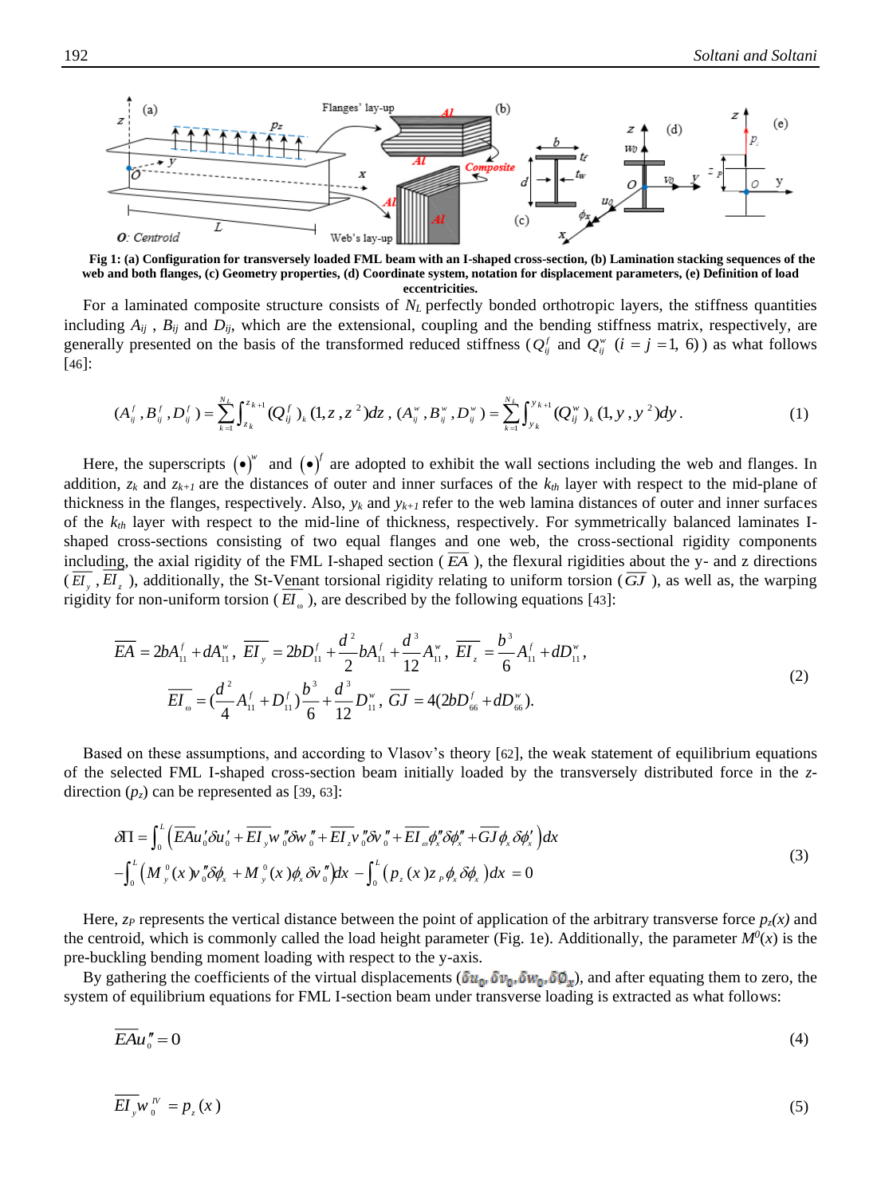**Fig 1: (a) Configuration for transversely loaded FML beam with an I-shaped cross-section, (b) Lamination stacking sequences of the web and both flanges, (c) Geometry properties, (d) Coordinate system, notation for displacement parameters, (e) Definition of load eccentricities.**

For a laminated composite structure consists of $N_L$ perfectly bonded orthotropic layers, the stiffness quantities including $A_{ij}$ , $B_{ij}$ and $D_{ij}$, which are the extensional, coupling and the bending stiffness matrix, respectively, are generally presented on the basis of the transformed reduced stiffness ($Q_{ij}^{f}$ and $Q_{ij}^{w}$ $(i = j = 1, 6)$) as what follows [46]:

$$(A_{ij}^{f}, B_{ij}^{f}, D_{ij}^{f}) = \sum_{k=1}^{N_L} \int_{z_k}^{z_{k+1}} (Q_{ij}^{f})_k (1, z, z^2) dz \,,\; (A_{ij}^{w}, B_{ij}^{w}, D_{ij}^{w}) = \sum_{k=1}^{N_L} \int_{y_k}^{y_{k+1}} (Q_{ij}^{w})_k (1, y, y^2) dy \,. \tag{1}$$

Here, the superscripts $(\bullet)^{w}$ and $(\bullet)^{f}$ are adopted to exhibit the wall sections including the web and flanges. In addition, $z_k$ and $z_{k+1}$ are the distances of outer and inner surfaces of the $k_{th}$ layer with respect to the mid-plane of thickness in the flanges, respectively. Also, $y_k$ and $y_{k+1}$ refer to the web lamina distances of outer and inner surfaces of the $k_{th}$ layer with respect to the mid-line of thickness, respectively. For symmetrically balanced laminates I-shaped cross-sections consisting of two equal flanges and one web, the cross-sectional rigidity components including, the axial rigidity of the FML I-shaped section ($\overline{EA}$), the flexural rigidities about the y- and z directions ($\overline{EI}_y$ , $\overline{EI}_z$ ), additionally, the St-Venant torsional rigidity relating to uniform torsion ($\overline{GJ}$), as well as, the warping rigidity for non-uniform torsion ($\overline{EI}_{\omega}$), are described by the following equations [43]:

$$\begin{aligned} &\overline{EA} = 2bA_{11}^{f} + dA_{11}^{w}, \; \overline{EI}_y = 2bD_{11}^{f} + \frac{d^2}{2} bA_{11}^{f} + \frac{d^3}{12} A_{11}^{w}, \; \overline{EI}_z = \frac{b^3}{6} A_{11}^{f} + dD_{11}^{w}, \\ &\overline{EI}_{\omega} = (\frac{d^2}{4} A_{11}^{f} + D_{11}^{f}) \frac{b^3}{6} + \frac{d^3}{12} D_{11}^{w}, \; \overline{GJ} = 4(2bD_{66}^{f} + dD_{66}^{w}). \end{aligned} \tag{2}$$

Based on these assumptions, and according to Vlasov's theory [62], the weak statement of equilibrium equations of the selected FML I-shaped cross-section beam initially loaded by the transversely distributed force in the *z*-direction ($p_z$) can be represented as [39, 63]:

$$\begin{aligned} \delta\Pi = &\int_0^L \left( \overline{EA} u_0' \delta u_0' + \overline{EI}_y w_0'' \delta w_0'' + \overline{EI}_z v_0'' \delta v_0'' + \overline{EI}_{\omega} \phi_x'' \delta \phi_x'' + \overline{GJ} \phi_x' \delta \phi_x' \right) dx \\ &- \int_0^L \left( M_y^0(x) v_0'' \delta \phi_x + M_y^0(x) \phi_x \delta v_0'' \right) dx - \int_0^L \left( p_z(x) z_P \phi_x \delta \phi_x \right) dx = 0 \end{aligned} \tag{3}$$

Here, $z_P$ represents the vertical distance between the point of application of the arbitrary transverse force $p_z(x)$ and the centroid, which is commonly called the load height parameter (Fig. 1e). Additionally, the parameter $M^0(x)$ is the pre-buckling bending moment loading with respect to the y-axis.

By gathering the coefficients of the virtual displacements ($\delta u_0, \delta v_0, \delta w_0, \delta \phi_x$), and after equating them to zero, the system of equilibrium equations for FML I-section beam under transverse loading is extracted as what follows:

$$\overline{EA} u_0'' = 0 \tag{4}$$

$$\overline{EI}_y w_0^{IV} = p_z(x) \tag{5}$$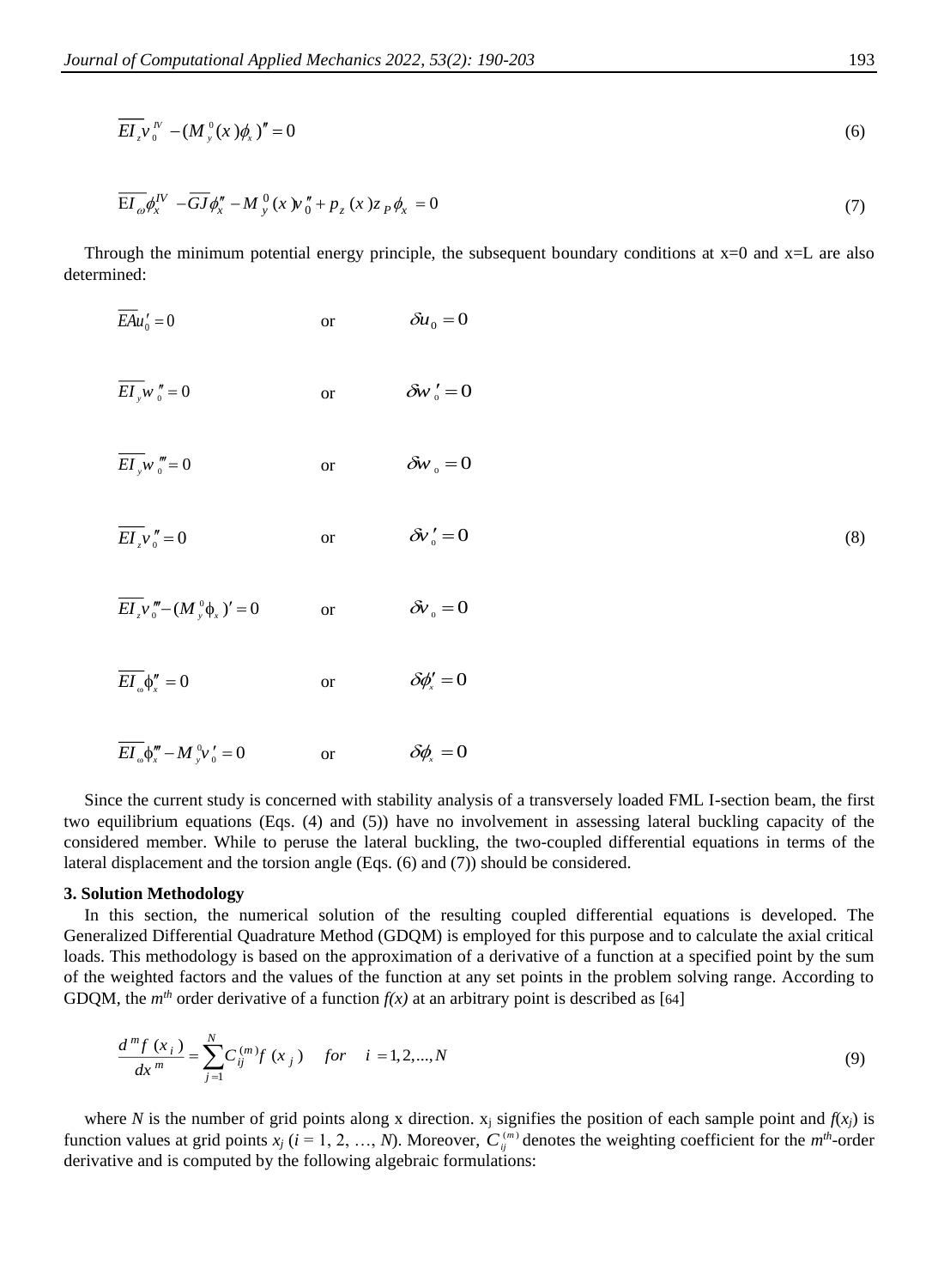$$\overline{EI_z} v_0^{IV} - (M_y^0(x)\phi_x)'' = 0 \tag{6}$$

$$\overline{EI_\omega} \phi_x^{IV} - \overline{GJ}\phi_x'' - M_y^0(x) v_0'' + p_z(x) z_P \phi_x = 0 \tag{7}$$

Through the minimum potential energy principle, the subsequent boundary conditions at x=0 and x=L are also determined:

$$
\begin{aligned}
&\overline{EA} u_0' = 0 && \text{or} && \delta u_0 = 0 \\
&\overline{EI_y} w_0'' = 0 && \text{or} && \delta w_0' = 0 \\
&\overline{EI_y} w_0''' = 0 && \text{or} && \delta w_0 = 0 \\
&\overline{EI_z} v_0'' = 0 && \text{or} && \delta v_0' = 0 \\
&\overline{EI_z} v_0''' - (M_y^0 \phi_x)' = 0 && \text{or} && \delta v_0 = 0 \\
&\overline{EI_\omega} \phi_x'' = 0 && \text{or} && \delta \phi_x' = 0 \\
&\overline{EI_\omega} \phi_x''' - M_y^0 v_0' = 0 && \text{or} && \delta \phi_x = 0
\end{aligned}
\tag{8}
$$

Since the current study is concerned with stability analysis of a transversely loaded FML I-section beam, the first two equilibrium equations (Eqs. (4) and (5)) have no involvement in assessing lateral buckling capacity of the considered member. While to peruse the lateral buckling, the two-coupled differential equations in terms of the lateral displacement and the torsion angle (Eqs. (6) and (7)) should be considered.

### 3. Solution Methodology

In this section, the numerical solution of the resulting coupled differential equations is developed. The Generalized Differential Quadrature Method (GDQM) is employed for this purpose and to calculate the axial critical loads. This methodology is based on the approximation of a derivative of a function at a specified point by the sum of the weighted factors and the values of the function at any set points in the problem solving range. According to GDQM, the $m^{th}$ order derivative of a function $f(x)$ at an arbitrary point is described as [64]

$$\frac{d^m f(x_i)}{dx^m} = \sum_{j=1}^{N} C_{ij}^{(m)} f(x_j) \quad for \quad i = 1, 2, ..., N \tag{9}$$

where $N$ is the number of grid points along x direction. $x_j$ signifies the position of each sample point and $f(x_j)$ is function values at grid points $x_j$ ($j = 1, 2, ..., N$). Moreover, $C_{ij}^{(m)}$ denotes the weighting coefficient for the $m^{th}$-order derivative and is computed by the following algebraic formulations: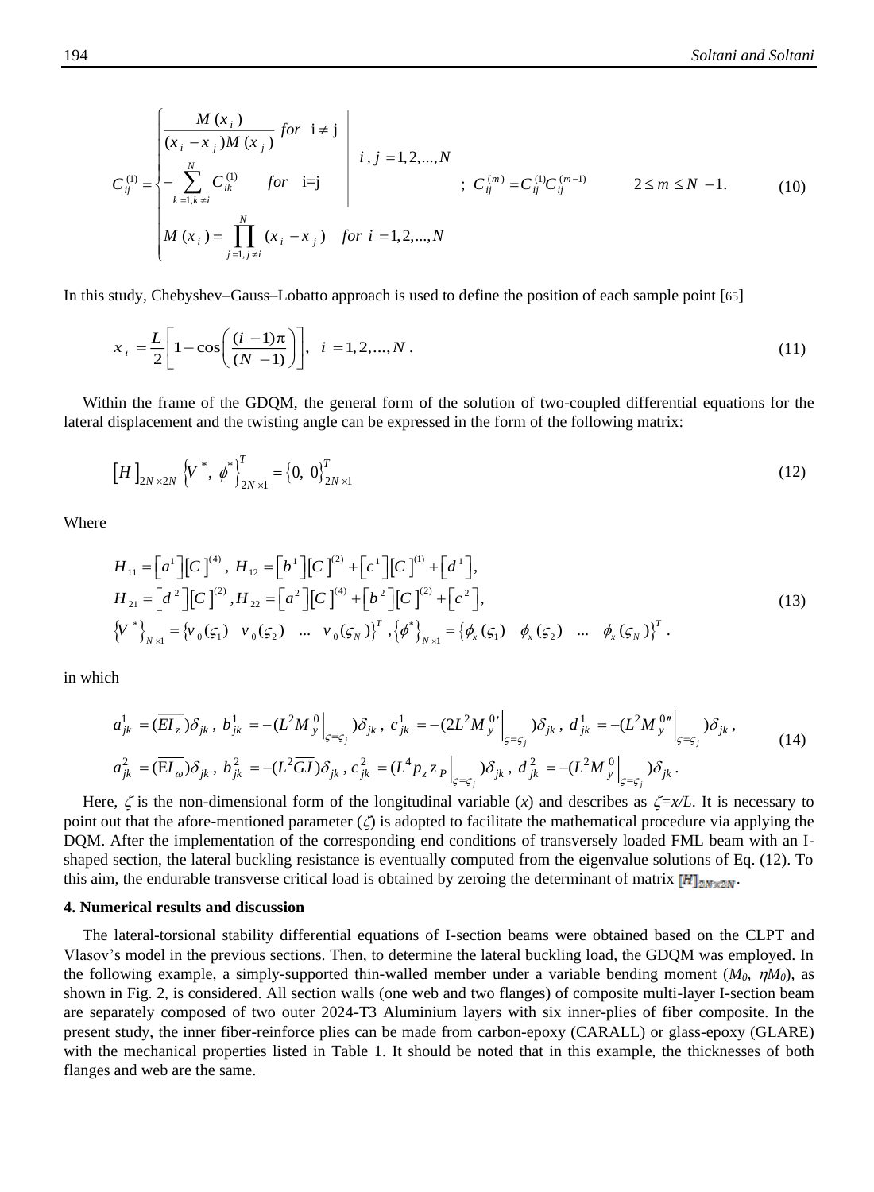$$C_{ij}^{(1)} = \begin{cases} \dfrac{M(x_i)}{(x_i - x_j)M(x_j)} \; for \;\; \mathrm{i} \neq \mathrm{j} \\ -\sum\limits_{k=1,k\neq i}^{N} C_{ik}^{(1)} \quad for \quad \mathrm{i{=}j} \\ M(x_i) = \prod\limits_{j=1,j\neq i}^{N} (x_i - x_j) \quad for \;\; i = 1,2,...,N \end{cases} \Bigg| \; i, j = 1,2,...,N \quad ; \; C_{ij}^{(m)} = C_{ij}^{(1)} C_{ij}^{(m-1)} \qquad 2 \leq m \leq N-1. \tag{10}$$

In this study, Chebyshev–Gauss–Lobatto approach is used to define the position of each sample point [65]

$$x_i = \frac{L}{2}\left[1 - \cos\left(\frac{(i-1)\pi}{(N-1)}\right)\right], \;\; i = 1,2,\ldots,N\,. \tag{11}$$

Within the frame of the GDQM, the general form of the solution of two-coupled differential equations for the lateral displacement and the twisting angle can be expressed in the form of the following matrix:

$$\left[H\right]_{2N\times 2N} \left\{V^*,\; \phi^*\right\}_{2N\times 1}^{T} = \left\{0,\; 0\right\}_{2N\times 1}^{T} \tag{12}$$

Where

$$\begin{aligned} &H_{11} = \left[a^1\right]\left[C\right]^{(4)},\; H_{12} = \left[b^1\right]\left[C\right]^{(2)} + \left[c^1\right]\left[C\right]^{(1)} + \left[d^1\right], \\ &H_{21} = \left[d^2\right]\left[C\right]^{(2)}, H_{22} = \left[a^2\right]\left[C\right]^{(4)} + \left[b^2\right]\left[C\right]^{(2)} + \left[c^2\right], \\ &\left\{V^*\right\}_{N\times 1} = \left\{v_0(\varsigma_1) \quad v_0(\varsigma_2) \quad \ldots \quad v_0(\varsigma_N)\right\}^T, \left\{\phi^*\right\}_{N\times 1} = \left\{\phi_x(\varsigma_1) \quad \phi_x(\varsigma_2) \quad \ldots \quad \phi_x(\varsigma_N)\right\}^T. \end{aligned} \tag{13}$$

in which

$$\begin{aligned} &a_{jk}^1 = (\overline{EI_z})\delta_{jk},\; b_{jk}^1 = -(L^2 M_y^0\big|_{\varsigma=\varsigma_j})\delta_{jk},\; c_{jk}^1 = -(2L^2 M_y^{0\prime}\big|_{\varsigma=\varsigma_j})\delta_{jk},\; d_{jk}^1 = -(L^2 M_y^{0\prime\prime}\big|_{\varsigma=\varsigma_j})\delta_{jk}, \\ &a_{jk}^2 = (\overline{\mathrm{E}I_\omega})\delta_{jk},\; b_{jk}^2 = -(L^2\overline{GJ})\delta_{jk},\; c_{jk}^2 = (L^4 p_z z_P\big|_{\varsigma=\varsigma_j})\delta_{jk},\; d_{jk}^2 = -(L^2 M_y^0\big|_{\varsigma=\varsigma_j})\delta_{jk}. \end{aligned} \tag{14}$$

Here, $\zeta$ is the non-dimensional form of the longitudinal variable ($x$) and describes as $\zeta=x/L$. It is necessary to point out that the afore-mentioned parameter ($\zeta$) is adopted to facilitate the mathematical procedure via applying the DQM. After the implementation of the corresponding end conditions of transversely loaded FML beam with an I-shaped section, the lateral buckling resistance is eventually computed from the eigenvalue solutions of Eq. (12). To this aim, the endurable transverse critical load is obtained by zeroing the determinant of matrix $[H]_{2N\times 2N}$.

**4. Numerical results and discussion**

The lateral-torsional stability differential equations of I-section beams were obtained based on the CLPT and Vlasov's model in the previous sections. Then, to determine the lateral buckling load, the GDQM was employed. In the following example, a simply-supported thin-walled member under a variable bending moment ($M_0$, $\eta M_0$), as shown in Fig. 2, is considered. All section walls (one web and two flanges) of composite multi-layer I-section beam are separately composed of two outer 2024-T3 Aluminium layers with six inner-plies of fiber composite. In the present study, the inner fiber-reinforce plies can be made from carbon-epoxy (CARALL) or glass-epoxy (GLARE) with the mechanical properties listed in Table 1. It should be noted that in this example, the thicknesses of both flanges and web are the same.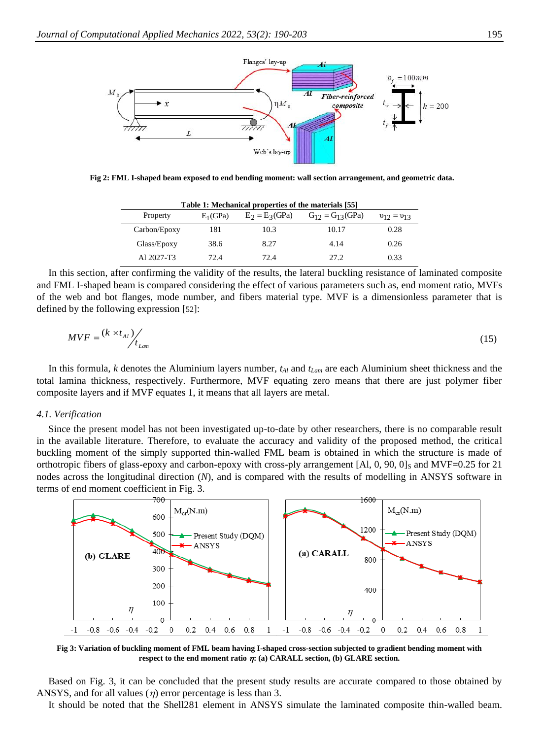Fig 2: FML I-shaped beam exposed to end bending moment: wall section arrangement, and geometric data.

**Table 1: Mechanical properties of the materials [55]**

| Property | $E_1$(GPa) | $E_2 = E_3$(GPa) | $G_{12} = G_{13}$(GPa) | $\upsilon_{12} = \upsilon_{13}$ |
|---|---|---|---|---|
| Carbon/Epoxy | 181 | 10.3 | 10.17 | 0.28 |
| Glass/Epoxy | 38.6 | 8.27 | 4.14 | 0.26 |
| Al 2027-T3 | 72.4 | 72.4 | 27.2 | 0.33 |

In this section, after confirming the validity of the results, the lateral buckling resistance of laminated composite and FML I-shaped beam is compared considering the effect of various parameters such as, end moment ratio, MVFs of the web and bot flanges, mode number, and fibers material type. MVF is a dimensionless parameter that is defined by the following expression [52]:

$$MVF = {(k \times t_{Al})}\big/{t_{Lam}} \tag{15}$$

In this formula, $k$ denotes the Aluminium layers number, $t_{Al}$ and $t_{Lam}$ are each Aluminium sheet thickness and the total lamina thickness, respectively. Furthermore, MVF equating zero means that there are just polymer fiber composite layers and if MVF equates 1, it means that all layers are metal.

### *4.1. Verification*

Since the present model has not been investigated up-to-date by other researchers, there is no comparable result in the available literature. Therefore, to evaluate the accuracy and validity of the proposed method, the critical buckling moment of the simply supported thin-walled FML beam is obtained in which the structure is made of orthotropic fibers of glass-epoxy and carbon-epoxy with cross-ply arrangement $[Al, 0, 90, 0]_S$ and MVF=0.25 for 21 nodes across the longitudinal direction ($N$), and is compared with the results of modelling in ANSYS software in terms of end moment coefficient in Fig. 3.

Fig 3: Variation of buckling moment of FML beam having I-shaped cross-section subjected to gradient bending moment with respect to the end moment ratio $\eta$: (a) CARALL section, (b) GLARE section.

Based on Fig. 3, it can be concluded that the present study results are accurate compared to those obtained by ANSYS, and for all values ($\eta$) error percentage is less than 3.

It should be noted that the Shell281 element in ANSYS simulate the laminated composite thin-walled beam.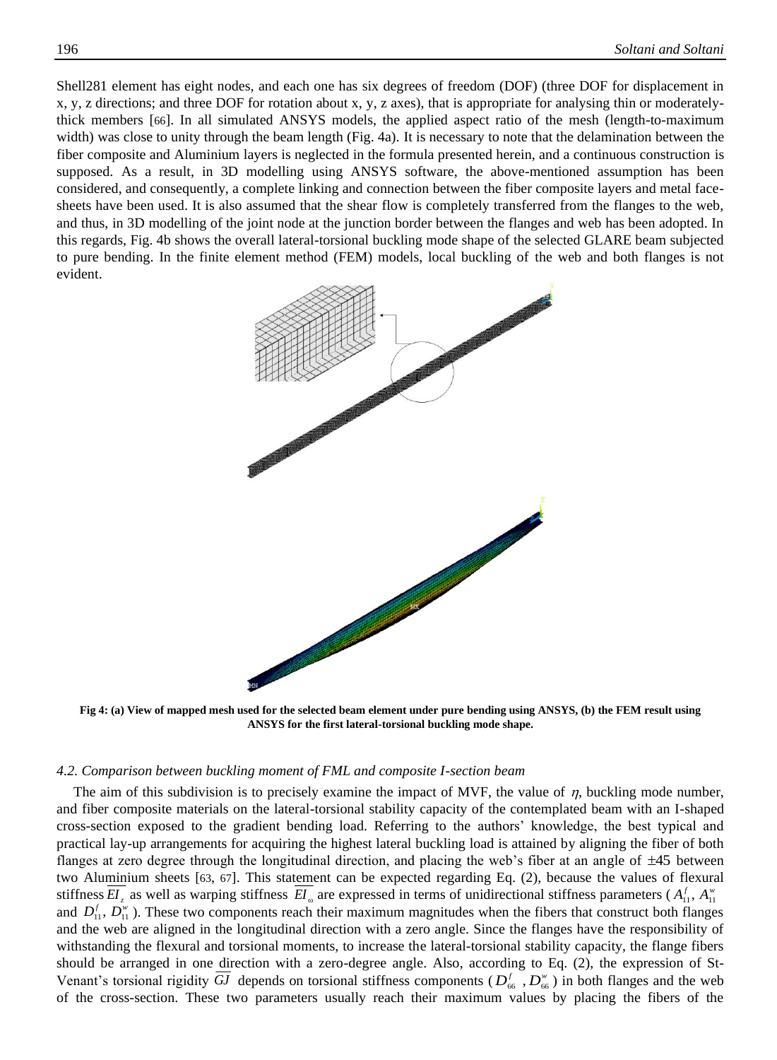Shell281 element has eight nodes, and each one has six degrees of freedom (DOF) (three DOF for displacement in x, y, z directions; and three DOF for rotation about x, y, z axes), that is appropriate for analysing thin or moderately-thick members [66]. In all simulated ANSYS models, the applied aspect ratio of the mesh (length-to-maximum width) was close to unity through the beam length (Fig. 4a). It is necessary to note that the delamination between the fiber composite and Aluminium layers is neglected in the formula presented herein, and a continuous construction is supposed. As a result, in 3D modelling using ANSYS software, the above-mentioned assumption has been considered, and consequently, a complete linking and connection between the fiber composite layers and metal face-sheets have been used. It is also assumed that the shear flow is completely transferred from the flanges to the web, and thus, in 3D modelling of the joint node at the junction border between the flanges and web has been adopted. In this regards, Fig. 4b shows the overall lateral-torsional buckling mode shape of the selected GLARE beam subjected to pure bending. In the finite element method (FEM) models, local buckling of the web and both flanges is not evident.

**Fig 4: (a) View of mapped mesh used for the selected beam element under pure bending using ANSYS, (b) the FEM result using ANSYS for the first lateral-torsional buckling mode shape.**

### *4.2. Comparison between buckling moment of FML and composite I-section beam*

The aim of this subdivision is to precisely examine the impact of MVF, the value of $\eta$, buckling mode number, and fiber composite materials on the lateral-torsional stability capacity of the contemplated beam with an I-shaped cross-section exposed to the gradient bending load. Referring to the authors' knowledge, the best typical and practical lay-up arrangements for acquiring the highest lateral buckling load is attained by aligning the fiber of both flanges at zero degree through the longitudinal direction, and placing the web's fiber at an angle of $\pm 45$ between two Aluminium sheets [63, 67]. This statement can be expected regarding Eq. (2), because the values of flexural stiffness $\overline{EI_z}$ as well as warping stiffness $\overline{EI_\omega}$ are expressed in terms of unidirectional stiffness parameters ($A_{11}^f$, $A_{11}^w$ and $D_{11}^f$, $D_{11}^w$). These two components reach their maximum magnitudes when the fibers that construct both flanges and the web are aligned in the longitudinal direction with a zero angle. Since the flanges have the responsibility of withstanding the flexural and torsional moments, to increase the lateral-torsional stability capacity, the flange fibers should be arranged in one direction with a zero-degree angle. Also, according to Eq. (2), the expression of St-Venant's torsional rigidity $\overline{GJ}$ depends on torsional stiffness components ($D_{66}^f$, $D_{66}^w$) in both flanges and the web of the cross-section. These two parameters usually reach their maximum values by placing the fibers of the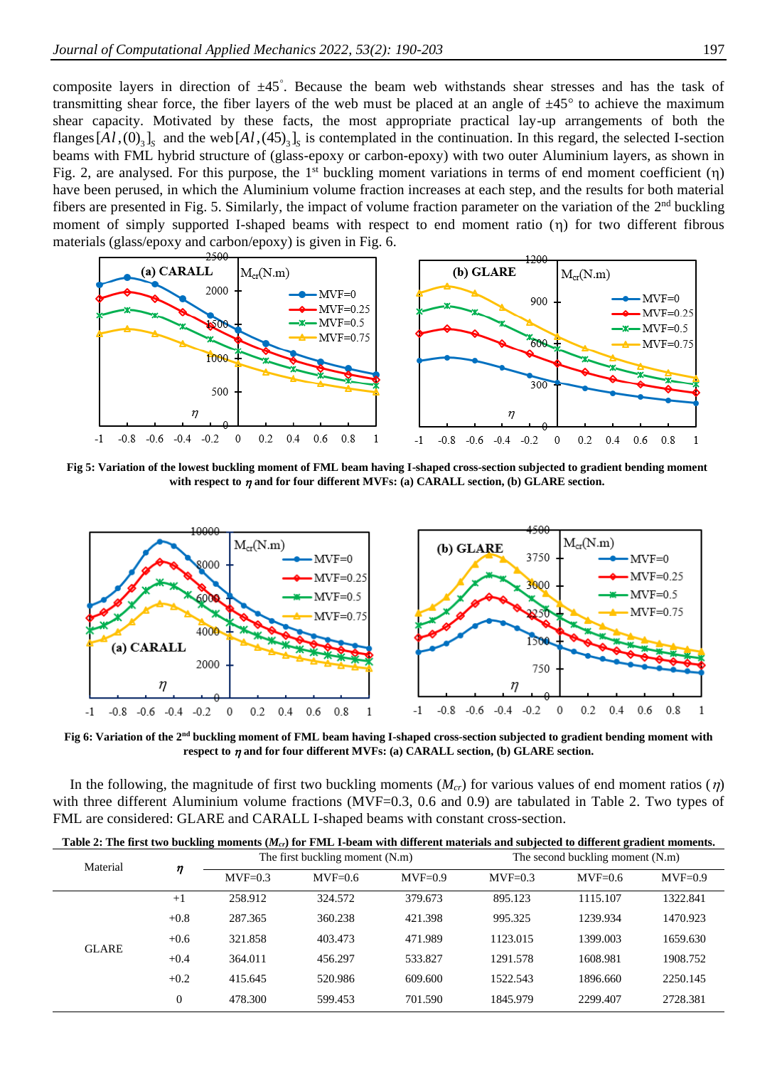composite layers in direction of ±45°. Because the beam web withstands shear stresses and has the task of transmitting shear force, the fiber layers of the web must be placed at an angle of ±45° to achieve the maximum shear capacity. Motivated by these facts, the most appropriate practical lay-up arrangements of both the flanges $[Al,(0)_3]_S$ and the web $[Al,(45)_3]_S$ is contemplated in the continuation. In this regard, the selected I-section beams with FML hybrid structure of (glass-epoxy or carbon-epoxy) with two outer Aluminium layers, as shown in Fig. 2, are analysed. For this purpose, the 1st buckling moment variations in terms of end moment coefficient (η) have been perused, in which the Aluminium volume fraction increases at each step, and the results for both material fibers are presented in Fig. 5. Similarly, the impact of volume fraction parameter on the variation of the 2nd buckling moment of simply supported I-shaped beams with respect to end moment ratio (η) for two different fibrous materials (glass/epoxy and carbon/epoxy) is given in Fig. 6.

**Fig 5: Variation of the lowest buckling moment of FML beam having I-shaped cross-section subjected to gradient bending moment with respect to $\eta$ and for four different MVFs: (a) CARALL section, (b) GLARE section.**

**Fig 6: Variation of the 2nd buckling moment of FML beam having I-shaped cross-section subjected to gradient bending moment with respect to $\eta$ and for four different MVFs: (a) CARALL section, (b) GLARE section.**

In the following, the magnitude of first two buckling moments ($M_{cr}$) for various values of end moment ratios ($\eta$) with three different Aluminium volume fractions (MVF=0.3, 0.6 and 0.9) are tabulated in Table 2. Two types of FML are considered: GLARE and CARALL I-shaped beams with constant cross-section.

**Table 2: The first two buckling moments ($M_{cr}$) for FML I-beam with different materials and subjected to different gradient moments.**

| Material | $\eta$ | The first buckling moment (N.m) | | | The second buckling moment (N.m) | | |
|---|---|---|---|---|---|---|---|
| | | MVF=0.3 | MVF=0.6 | MVF=0.9 | MVF=0.3 | MVF=0.6 | MVF=0.9 |
| GLARE | +1 | 258.912 | 324.572 | 379.673 | 895.123 | 1115.107 | 1322.841 |
| | +0.8 | 287.365 | 360.238 | 421.398 | 995.325 | 1239.934 | 1470.923 |
| | +0.6 | 321.858 | 403.473 | 471.989 | 1123.015 | 1399.003 | 1659.630 |
| | +0.4 | 364.011 | 456.297 | 533.827 | 1291.578 | 1608.981 | 1908.752 |
| | +0.2 | 415.645 | 520.986 | 609.600 | 1522.543 | 1896.660 | 2250.145 |
| | 0 | 478.300 | 599.453 | 701.590 | 1845.979 | 2299.407 | 2728.381 |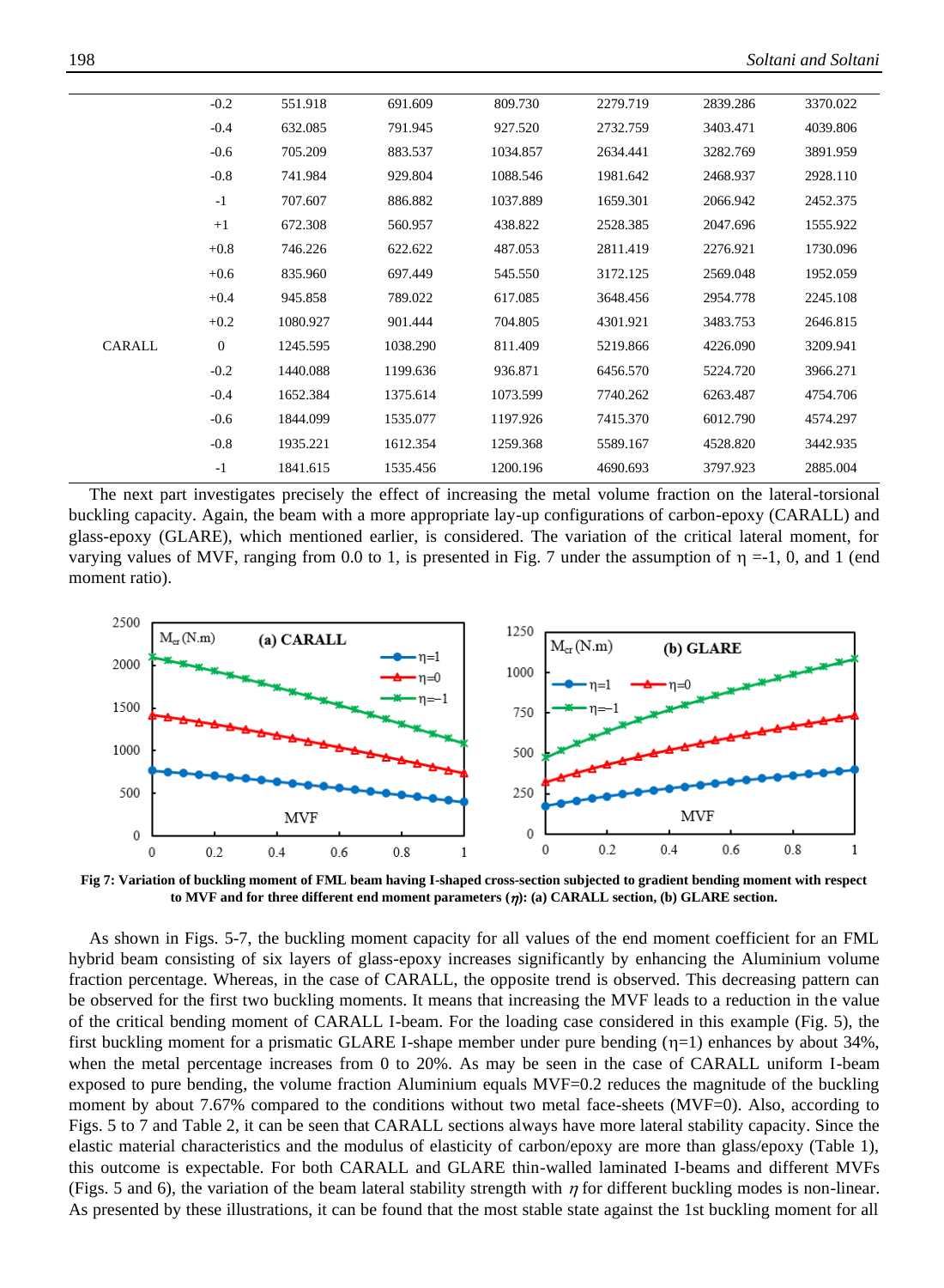|  |  |  |  |  |  |  |  |
|---|---|---|---|---|---|---|---|
|  | -0.2 | 551.918 | 691.609 | 809.730 | 2279.719 | 2839.286 | 3370.022 |
|  | -0.4 | 632.085 | 791.945 | 927.520 | 2732.759 | 3403.471 | 4039.806 |
|  | -0.6 | 705.209 | 883.537 | 1034.857 | 2634.441 | 3282.769 | 3891.959 |
|  | -0.8 | 741.984 | 929.804 | 1088.546 | 1981.642 | 2468.937 | 2928.110 |
|  | -1 | 707.607 | 886.882 | 1037.889 | 1659.301 | 2066.942 | 2452.375 |
|  | +1 | 672.308 | 560.957 | 438.822 | 2528.385 | 2047.696 | 1555.922 |
|  | +0.8 | 746.226 | 622.622 | 487.053 | 2811.419 | 2276.921 | 1730.096 |
|  | +0.6 | 835.960 | 697.449 | 545.550 | 3172.125 | 2569.048 | 1952.059 |
|  | +0.4 | 945.858 | 789.022 | 617.085 | 3648.456 | 2954.778 | 2245.108 |
|  | +0.2 | 1080.927 | 901.444 | 704.805 | 4301.921 | 3483.753 | 2646.815 |
| CARALL | 0 | 1245.595 | 1038.290 | 811.409 | 5219.866 | 4226.090 | 3209.941 |
|  | -0.2 | 1440.088 | 1199.636 | 936.871 | 6456.570 | 5224.720 | 3966.271 |
|  | -0.4 | 1652.384 | 1375.614 | 1073.599 | 7740.262 | 6263.487 | 4754.706 |
|  | -0.6 | 1844.099 | 1535.077 | 1197.926 | 7415.370 | 6012.790 | 4574.297 |
|  | -0.8 | 1935.221 | 1612.354 | 1259.368 | 5589.167 | 4528.820 | 3442.935 |
|  | -1 | 1841.615 | 1535.456 | 1200.196 | 4690.693 | 3797.923 | 2885.004 |

The next part investigates precisely the effect of increasing the metal volume fraction on the lateral-torsional buckling capacity. Again, the beam with a more appropriate lay-up configurations of carbon-epoxy (CARALL) and glass-epoxy (GLARE), which mentioned earlier, is considered. The variation of the critical lateral moment, for varying values of MVF, ranging from 0.0 to 1, is presented in Fig. 7 under the assumption of $\eta$ =-1, 0, and 1 (end moment ratio).

**Fig 7: Variation of buckling moment of FML beam having I-shaped cross-section subjected to gradient bending moment with respect to MVF and for three different end moment parameters ($\eta$): (a) CARALL section, (b) GLARE section.**

As shown in Figs. 5-7, the buckling moment capacity for all values of the end moment coefficient for an FML hybrid beam consisting of six layers of glass-epoxy increases significantly by enhancing the Aluminium volume fraction percentage. Whereas, in the case of CARALL, the opposite trend is observed. This decreasing pattern can be observed for the first two buckling moments. It means that increasing the MVF leads to a reduction in the value of the critical bending moment of CARALL I-beam. For the loading case considered in this example (Fig. 5), the first buckling moment for a prismatic GLARE I-shape member under pure bending ($\eta$=1) enhances by about 34%, when the metal percentage increases from 0 to 20%. As may be seen in the case of CARALL uniform I-beam exposed to pure bending, the volume fraction Aluminium equals MVF=0.2 reduces the magnitude of the buckling moment by about 7.67% compared to the conditions without two metal face-sheets (MVF=0). Also, according to Figs. 5 to 7 and Table 2, it can be seen that CARALL sections always have more lateral stability capacity. Since the elastic material characteristics and the modulus of elasticity of carbon/epoxy are more than glass/epoxy (Table 1), this outcome is expectable. For both CARALL and GLARE thin-walled laminated I-beams and different MVFs (Figs. 5 and 6), the variation of the beam lateral stability strength with $\eta$ for different buckling modes is non-linear. As presented by these illustrations, it can be found that the most stable state against the 1st buckling moment for all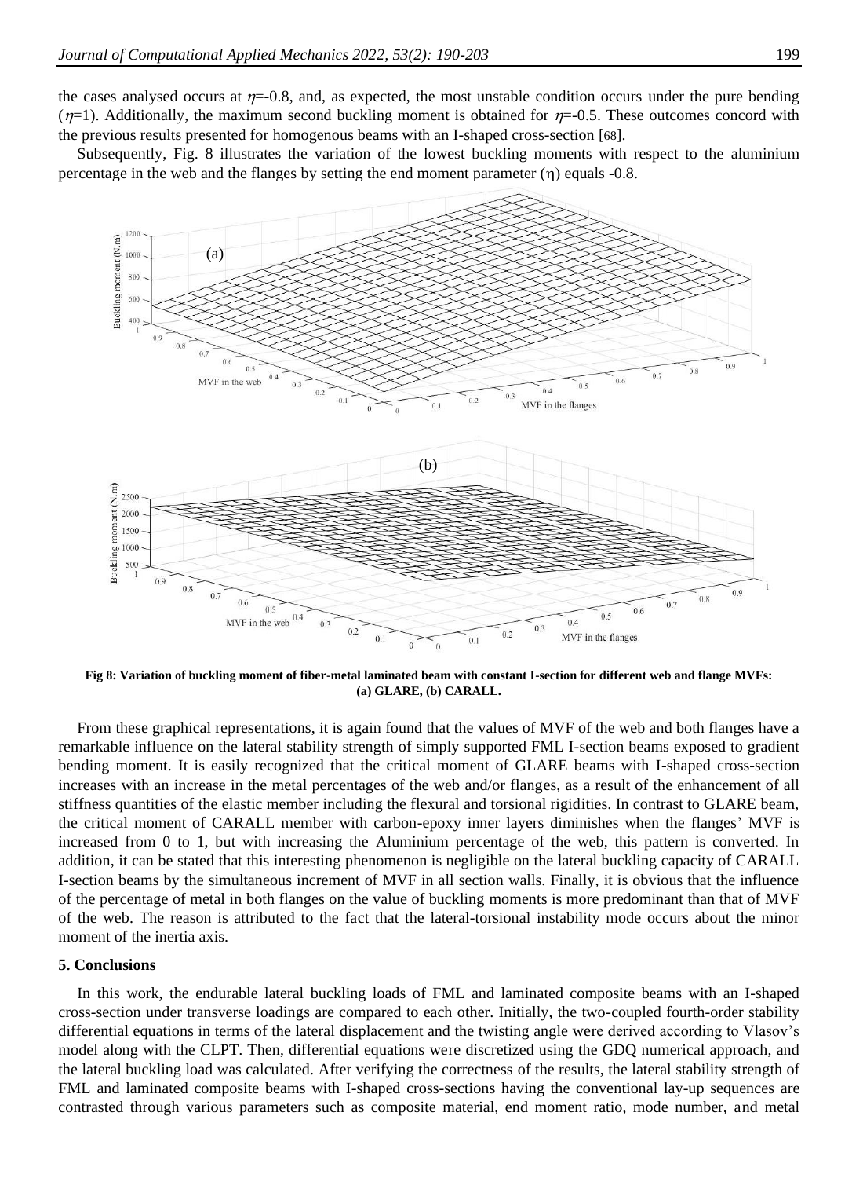the cases analysed occurs at $\eta$=-0.8, and, as expected, the most unstable condition occurs under the pure bending ($\eta$=1). Additionally, the maximum second buckling moment is obtained for $\eta$=-0.5. These outcomes concord with the previous results presented for homogenous beams with an I-shaped cross-section [68].

Subsequently, Fig. 8 illustrates the variation of the lowest buckling moments with respect to the aluminium percentage in the web and the flanges by setting the end moment parameter ($\eta$) equals -0.8.

**Fig 8: Variation of buckling moment of fiber-metal laminated beam with constant I-section for different web and flange MVFs: (a) GLARE, (b) CARALL.**

From these graphical representations, it is again found that the values of MVF of the web and both flanges have a remarkable influence on the lateral stability strength of simply supported FML I-section beams exposed to gradient bending moment. It is easily recognized that the critical moment of GLARE beams with I-shaped cross-section increases with an increase in the metal percentages of the web and/or flanges, as a result of the enhancement of all stiffness quantities of the elastic member including the flexural and torsional rigidities. In contrast to GLARE beam, the critical moment of CARALL member with carbon-epoxy inner layers diminishes when the flanges' MVF is increased from 0 to 1, but with increasing the Aluminium percentage of the web, this pattern is converted. In addition, it can be stated that this interesting phenomenon is negligible on the lateral buckling capacity of CARALL I-section beams by the simultaneous increment of MVF in all section walls. Finally, it is obvious that the influence of the percentage of metal in both flanges on the value of buckling moments is more predominant than that of MVF of the web. The reason is attributed to the fact that the lateral-torsional instability mode occurs about the minor moment of the inertia axis.

## 5. Conclusions

In this work, the endurable lateral buckling loads of FML and laminated composite beams with an I-shaped cross-section under transverse loadings are compared to each other. Initially, the two-coupled fourth-order stability differential equations in terms of the lateral displacement and the twisting angle were derived according to Vlasov's model along with the CLPT. Then, differential equations were discretized using the GDQ numerical approach, and the lateral buckling load was calculated. After verifying the correctness of the results, the lateral stability strength of FML and laminated composite beams with I-shaped cross-sections having the conventional lay-up sequences are contrasted through various parameters such as composite material, end moment ratio, mode number, and metal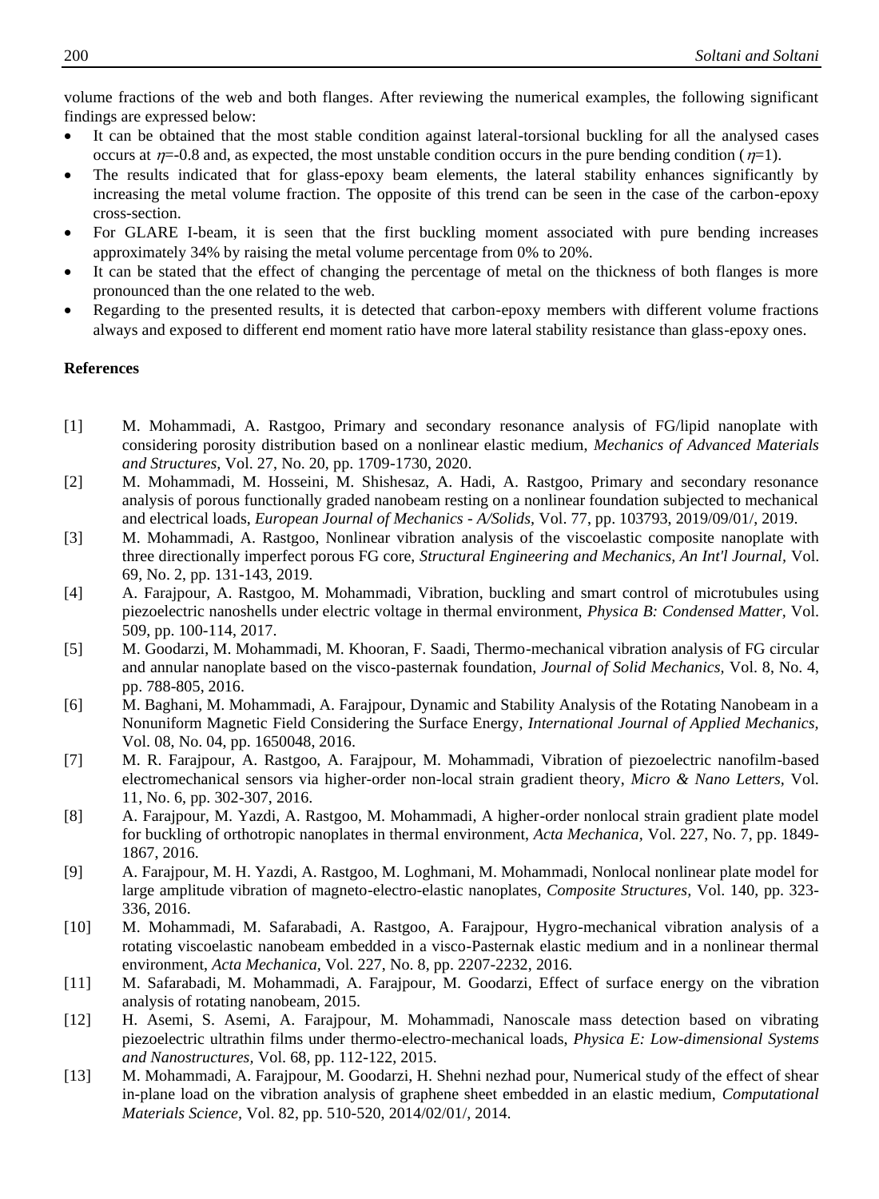volume fractions of the web and both flanges. After reviewing the numerical examples, the following significant findings are expressed below:

- It can be obtained that the most stable condition against lateral-torsional buckling for all the analysed cases occurs at $\eta$=-0.8 and, as expected, the most unstable condition occurs in the pure bending condition ($\eta$=1).
- The results indicated that for glass-epoxy beam elements, the lateral stability enhances significantly by increasing the metal volume fraction. The opposite of this trend can be seen in the case of the carbon-epoxy cross-section.
- For GLARE I-beam, it is seen that the first buckling moment associated with pure bending increases approximately 34% by raising the metal volume percentage from 0% to 20%.
- It can be stated that the effect of changing the percentage of metal on the thickness of both flanges is more pronounced than the one related to the web.
- Regarding to the presented results, it is detected that carbon-epoxy members with different volume fractions always and exposed to different end moment ratio have more lateral stability resistance than glass-epoxy ones.

**References**

[1] M. Mohammadi, A. Rastgoo, Primary and secondary resonance analysis of FG/lipid nanoplate with considering porosity distribution based on a nonlinear elastic medium, *Mechanics of Advanced Materials and Structures*, Vol. 27, No. 20, pp. 1709-1730, 2020.

[2] M. Mohammadi, M. Hosseini, M. Shishesaz, A. Hadi, A. Rastgoo, Primary and secondary resonance analysis of porous functionally graded nanobeam resting on a nonlinear foundation subjected to mechanical and electrical loads, *European Journal of Mechanics - A/Solids*, Vol. 77, pp. 103793, 2019/09/01/, 2019.

[3] M. Mohammadi, A. Rastgoo, Nonlinear vibration analysis of the viscoelastic composite nanoplate with three directionally imperfect porous FG core, *Structural Engineering and Mechanics, An Int'l Journal*, Vol. 69, No. 2, pp. 131-143, 2019.

[4] A. Farajpour, A. Rastgoo, M. Mohammadi, Vibration, buckling and smart control of microtubules using piezoelectric nanoshells under electric voltage in thermal environment, *Physica B: Condensed Matter*, Vol. 509, pp. 100-114, 2017.

[5] M. Goodarzi, M. Mohammadi, M. Khooran, F. Saadi, Thermo-mechanical vibration analysis of FG circular and annular nanoplate based on the visco-pasternak foundation, *Journal of Solid Mechanics*, Vol. 8, No. 4, pp. 788-805, 2016.

[6] M. Baghani, M. Mohammadi, A. Farajpour, Dynamic and Stability Analysis of the Rotating Nanobeam in a Nonuniform Magnetic Field Considering the Surface Energy, *International Journal of Applied Mechanics*, Vol. 08, No. 04, pp. 1650048, 2016.

[7] M. R. Farajpour, A. Rastgoo, A. Farajpour, M. Mohammadi, Vibration of piezoelectric nanofilm-based electromechanical sensors via higher-order non-local strain gradient theory, *Micro & Nano Letters*, Vol. 11, No. 6, pp. 302-307, 2016.

[8] A. Farajpour, M. Yazdi, A. Rastgoo, M. Mohammadi, A higher-order nonlocal strain gradient plate model for buckling of orthotropic nanoplates in thermal environment, *Acta Mechanica*, Vol. 227, No. 7, pp. 1849-1867, 2016.

[9] A. Farajpour, M. H. Yazdi, A. Rastgoo, M. Loghmani, M. Mohammadi, Nonlocal nonlinear plate model for large amplitude vibration of magneto-electro-elastic nanoplates, *Composite Structures*, Vol. 140, pp. 323-336, 2016.

[10] M. Mohammadi, M. Safarabadi, A. Rastgoo, A. Farajpour, Hygro-mechanical vibration analysis of a rotating viscoelastic nanobeam embedded in a visco-Pasternak elastic medium and in a nonlinear thermal environment, *Acta Mechanica*, Vol. 227, No. 8, pp. 2207-2232, 2016.

[11] M. Safarabadi, M. Mohammadi, A. Farajpour, M. Goodarzi, Effect of surface energy on the vibration analysis of rotating nanobeam, 2015.

[12] H. Asemi, S. Asemi, A. Farajpour, M. Mohammadi, Nanoscale mass detection based on vibrating piezoelectric ultrathin films under thermo-electro-mechanical loads, *Physica E: Low-dimensional Systems and Nanostructures*, Vol. 68, pp. 112-122, 2015.

[13] M. Mohammadi, A. Farajpour, M. Goodarzi, H. Shehni nezhad pour, Numerical study of the effect of shear in-plane load on the vibration analysis of graphene sheet embedded in an elastic medium, *Computational Materials Science*, Vol. 82, pp. 510-520, 2014/02/01/, 2014.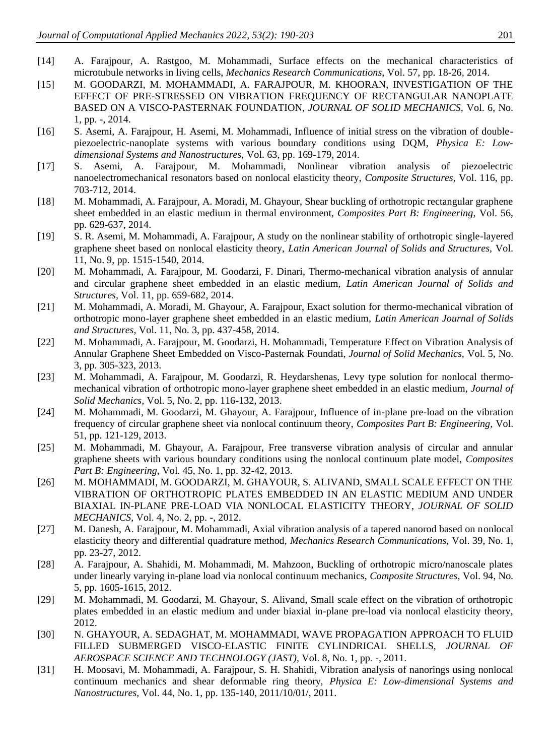[14] A. Farajpour, A. Rastgoo, M. Mohammadi, Surface effects on the mechanical characteristics of microtubule networks in living cells, *Mechanics Research Communications,* Vol. 57, pp. 18-26, 2014.

[15] M. GOODARZI, M. MOHAMMADI, A. FARAJPOUR, M. KHOORAN, INVESTIGATION OF THE EFFECT OF PRE-STRESSED ON VIBRATION FREQUENCY OF RECTANGULAR NANOPLATE BASED ON A VISCO-PASTERNAK FOUNDATION, *JOURNAL OF SOLID MECHANICS,* Vol. 6, No. 1, pp. -, 2014.

[16] S. Asemi, A. Farajpour, H. Asemi, M. Mohammadi, Influence of initial stress on the vibration of double-piezoelectric-nanoplate systems with various boundary conditions using DQM, *Physica E: Low-dimensional Systems and Nanostructures,* Vol. 63, pp. 169-179, 2014.

[17] S. Asemi, A. Farajpour, M. Mohammadi, Nonlinear vibration analysis of piezoelectric nanoelectromechanical resonators based on nonlocal elasticity theory, *Composite Structures,* Vol. 116, pp. 703-712, 2014.

[18] M. Mohammadi, A. Farajpour, A. Moradi, M. Ghayour, Shear buckling of orthotropic rectangular graphene sheet embedded in an elastic medium in thermal environment, *Composites Part B: Engineering,* Vol. 56, pp. 629-637, 2014.

[19] S. R. Asemi, M. Mohammadi, A. Farajpour, A study on the nonlinear stability of orthotropic single-layered graphene sheet based on nonlocal elasticity theory, *Latin American Journal of Solids and Structures,* Vol. 11, No. 9, pp. 1515-1540, 2014.

[20] M. Mohammadi, A. Farajpour, M. Goodarzi, F. Dinari, Thermo-mechanical vibration analysis of annular and circular graphene sheet embedded in an elastic medium, *Latin American Journal of Solids and Structures,* Vol. 11, pp. 659-682, 2014.

[21] M. Mohammadi, A. Moradi, M. Ghayour, A. Farajpour, Exact solution for thermo-mechanical vibration of orthotropic mono-layer graphene sheet embedded in an elastic medium, *Latin American Journal of Solids and Structures,* Vol. 11, No. 3, pp. 437-458, 2014.

[22] M. Mohammadi, A. Farajpour, M. Goodarzi, H. Mohammadi, Temperature Effect on Vibration Analysis of Annular Graphene Sheet Embedded on Visco-Pasternak Foundati, *Journal of Solid Mechanics,* Vol. 5, No. 3, pp. 305-323, 2013.

[23] M. Mohammadi, A. Farajpour, M. Goodarzi, R. Heydarshenas, Levy type solution for nonlocal thermo-mechanical vibration of orthotropic mono-layer graphene sheet embedded in an elastic medium, *Journal of Solid Mechanics,* Vol. 5, No. 2, pp. 116-132, 2013.

[24] M. Mohammadi, M. Goodarzi, M. Ghayour, A. Farajpour, Influence of in-plane pre-load on the vibration frequency of circular graphene sheet via nonlocal continuum theory, *Composites Part B: Engineering,* Vol. 51, pp. 121-129, 2013.

[25] M. Mohammadi, M. Ghayour, A. Farajpour, Free transverse vibration analysis of circular and annular graphene sheets with various boundary conditions using the nonlocal continuum plate model, *Composites Part B: Engineering,* Vol. 45, No. 1, pp. 32-42, 2013.

[26] M. MOHAMMADI, M. GOODARZI, M. GHAYOUR, S. ALIVAND, SMALL SCALE EFFECT ON THE VIBRATION OF ORTHOTROPIC PLATES EMBEDDED IN AN ELASTIC MEDIUM AND UNDER BIAXIAL IN-PLANE PRE-LOAD VIA NONLOCAL ELASTICITY THEORY, *JOURNAL OF SOLID MECHANICS,* Vol. 4, No. 2, pp. -, 2012.

[27] M. Danesh, A. Farajpour, M. Mohammadi, Axial vibration analysis of a tapered nanorod based on nonlocal elasticity theory and differential quadrature method, *Mechanics Research Communications,* Vol. 39, No. 1, pp. 23-27, 2012.

[28] A. Farajpour, A. Shahidi, M. Mohammadi, M. Mahzoon, Buckling of orthotropic micro/nanoscale plates under linearly varying in-plane load via nonlocal continuum mechanics, *Composite Structures,* Vol. 94, No. 5, pp. 1605-1615, 2012.

[29] M. Mohammadi, M. Goodarzi, M. Ghayour, S. Alivand, Small scale effect on the vibration of orthotropic plates embedded in an elastic medium and under biaxial in-plane pre-load via nonlocal elasticity theory, 2012.

[30] N. GHAYOUR, A. SEDAGHAT, M. MOHAMMADI, WAVE PROPAGATION APPROACH TO FLUID FILLED SUBMERGED VISCO-ELASTIC FINITE CYLINDRICAL SHELLS, *JOURNAL OF AEROSPACE SCIENCE AND TECHNOLOGY (JAST),* Vol. 8, No. 1, pp. -, 2011.

[31] H. Moosavi, M. Mohammadi, A. Farajpour, S. H. Shahidi, Vibration analysis of nanorings using nonlocal continuum mechanics and shear deformable ring theory, *Physica E: Low-dimensional Systems and Nanostructures,* Vol. 44, No. 1, pp. 135-140, 2011/10/01/, 2011.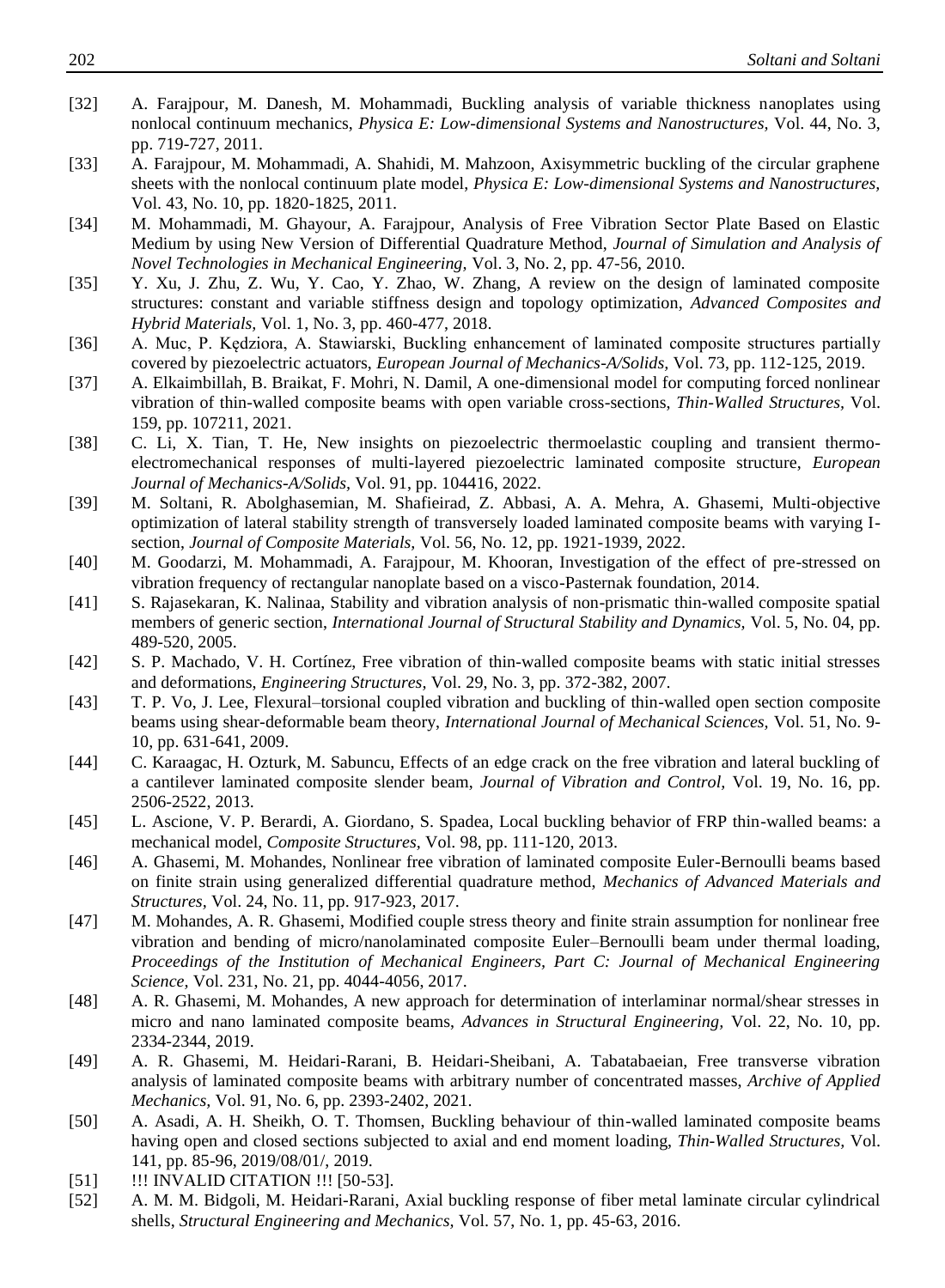[32] A. Farajpour, M. Danesh, M. Mohammadi, Buckling analysis of variable thickness nanoplates using nonlocal continuum mechanics, *Physica E: Low-dimensional Systems and Nanostructures,* Vol. 44, No. 3, pp. 719-727, 2011.

[33] A. Farajpour, M. Mohammadi, A. Shahidi, M. Mahzoon, Axisymmetric buckling of the circular graphene sheets with the nonlocal continuum plate model, *Physica E: Low-dimensional Systems and Nanostructures,* Vol. 43, No. 10, pp. 1820-1825, 2011.

[34] M. Mohammadi, M. Ghayour, A. Farajpour, Analysis of Free Vibration Sector Plate Based on Elastic Medium by using New Version of Differential Quadrature Method, *Journal of Simulation and Analysis of Novel Technologies in Mechanical Engineering,* Vol. 3, No. 2, pp. 47-56, 2010.

[35] Y. Xu, J. Zhu, Z. Wu, Y. Cao, Y. Zhao, W. Zhang, A review on the design of laminated composite structures: constant and variable stiffness design and topology optimization, *Advanced Composites and Hybrid Materials,* Vol. 1, No. 3, pp. 460-477, 2018.

[36] A. Muc, P. Kędziora, A. Stawiarski, Buckling enhancement of laminated composite structures partially covered by piezoelectric actuators, *European Journal of Mechanics-A/Solids,* Vol. 73, pp. 112-125, 2019.

[37] A. Elkaimbillah, B. Braikat, F. Mohri, N. Damil, A one-dimensional model for computing forced nonlinear vibration of thin-walled composite beams with open variable cross-sections, *Thin-Walled Structures,* Vol. 159, pp. 107211, 2021.

[38] C. Li, X. Tian, T. He, New insights on piezoelectric thermoelastic coupling and transient thermo-electromechanical responses of multi-layered piezoelectric laminated composite structure, *European Journal of Mechanics-A/Solids,* Vol. 91, pp. 104416, 2022.

[39] M. Soltani, R. Abolghasemian, M. Shafieirad, Z. Abbasi, A. A. Mehra, A. Ghasemi, Multi-objective optimization of lateral stability strength of transversely loaded laminated composite beams with varying I-section, *Journal of Composite Materials,* Vol. 56, No. 12, pp. 1921-1939, 2022.

[40] M. Goodarzi, M. Mohammadi, A. Farajpour, M. Khooran, Investigation of the effect of pre-stressed on vibration frequency of rectangular nanoplate based on a visco-Pasternak foundation, 2014.

[41] S. Rajasekaran, K. Nalinaa, Stability and vibration analysis of non-prismatic thin-walled composite spatial members of generic section, *International Journal of Structural Stability and Dynamics,* Vol. 5, No. 04, pp. 489-520, 2005.

[42] S. P. Machado, V. H. Cortínez, Free vibration of thin-walled composite beams with static initial stresses and deformations, *Engineering Structures,* Vol. 29, No. 3, pp. 372-382, 2007.

[43] T. P. Vo, J. Lee, Flexural–torsional coupled vibration and buckling of thin-walled open section composite beams using shear-deformable beam theory, *International Journal of Mechanical Sciences,* Vol. 51, No. 9-10, pp. 631-641, 2009.

[44] C. Karaagac, H. Ozturk, M. Sabuncu, Effects of an edge crack on the free vibration and lateral buckling of a cantilever laminated composite slender beam, *Journal of Vibration and Control,* Vol. 19, No. 16, pp. 2506-2522, 2013.

[45] L. Ascione, V. P. Berardi, A. Giordano, S. Spadea, Local buckling behavior of FRP thin-walled beams: a mechanical model, *Composite Structures,* Vol. 98, pp. 111-120, 2013.

[46] A. Ghasemi, M. Mohandes, Nonlinear free vibration of laminated composite Euler-Bernoulli beams based on finite strain using generalized differential quadrature method, *Mechanics of Advanced Materials and Structures,* Vol. 24, No. 11, pp. 917-923, 2017.

[47] M. Mohandes, A. R. Ghasemi, Modified couple stress theory and finite strain assumption for nonlinear free vibration and bending of micro/nanolaminated composite Euler–Bernoulli beam under thermal loading, *Proceedings of the Institution of Mechanical Engineers, Part C: Journal of Mechanical Engineering Science,* Vol. 231, No. 21, pp. 4044-4056, 2017.

[48] A. R. Ghasemi, M. Mohandes, A new approach for determination of interlaminar normal/shear stresses in micro and nano laminated composite beams, *Advances in Structural Engineering,* Vol. 22, No. 10, pp. 2334-2344, 2019.

[49] A. R. Ghasemi, M. Heidari-Rarani, B. Heidari-Sheibani, A. Tabatabaeian, Free transverse vibration analysis of laminated composite beams with arbitrary number of concentrated masses, *Archive of Applied Mechanics,* Vol. 91, No. 6, pp. 2393-2402, 2021.

[50] A. Asadi, A. H. Sheikh, O. T. Thomsen, Buckling behaviour of thin-walled laminated composite beams having open and closed sections subjected to axial and end moment loading, *Thin-Walled Structures,* Vol. 141, pp. 85-96, 2019/08/01/, 2019.

[51] !!! INVALID CITATION !!! [50-53].

[52] A. M. M. Bidgoli, M. Heidari-Rarani, Axial buckling response of fiber metal laminate circular cylindrical shells, *Structural Engineering and Mechanics,* Vol. 57, No. 1, pp. 45-63, 2016.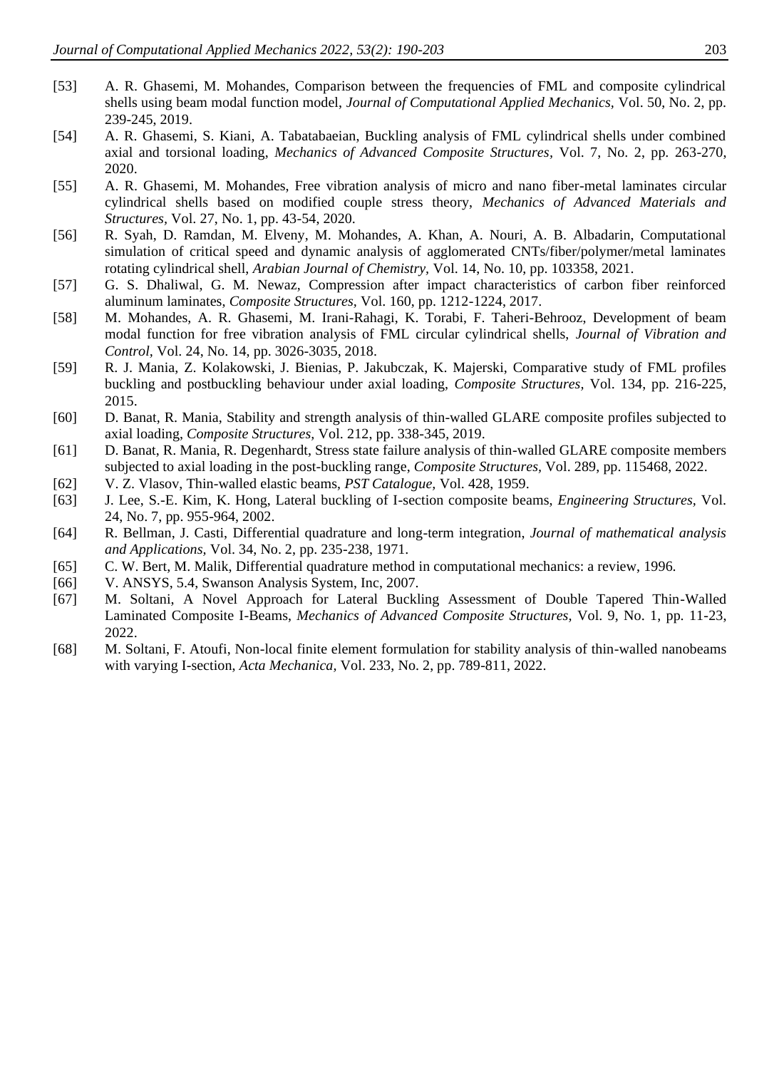[53] A. R. Ghasemi, M. Mohandes, Comparison between the frequencies of FML and composite cylindrical shells using beam modal function model, *Journal of Computational Applied Mechanics*, Vol. 50, No. 2, pp. 239-245, 2019.

[54] A. R. Ghasemi, S. Kiani, A. Tabatabaeian, Buckling analysis of FML cylindrical shells under combined axial and torsional loading, *Mechanics of Advanced Composite Structures*, Vol. 7, No. 2, pp. 263-270, 2020.

[55] A. R. Ghasemi, M. Mohandes, Free vibration analysis of micro and nano fiber-metal laminates circular cylindrical shells based on modified couple stress theory, *Mechanics of Advanced Materials and Structures*, Vol. 27, No. 1, pp. 43-54, 2020.

[56] R. Syah, D. Ramdan, M. Elveny, M. Mohandes, A. Khan, A. Nouri, A. B. Albadarin, Computational simulation of critical speed and dynamic analysis of agglomerated CNTs/fiber/polymer/metal laminates rotating cylindrical shell, *Arabian Journal of Chemistry*, Vol. 14, No. 10, pp. 103358, 2021.

[57] G. S. Dhaliwal, G. M. Newaz, Compression after impact characteristics of carbon fiber reinforced aluminum laminates, *Composite Structures*, Vol. 160, pp. 1212-1224, 2017.

[58] M. Mohandes, A. R. Ghasemi, M. Irani-Rahagi, K. Torabi, F. Taheri-Behrooz, Development of beam modal function for free vibration analysis of FML circular cylindrical shells, *Journal of Vibration and Control*, Vol. 24, No. 14, pp. 3026-3035, 2018.

[59] R. J. Mania, Z. Kolakowski, J. Bienias, P. Jakubczak, K. Majerski, Comparative study of FML profiles buckling and postbuckling behaviour under axial loading, *Composite Structures*, Vol. 134, pp. 216-225, 2015.

[60] D. Banat, R. Mania, Stability and strength analysis of thin-walled GLARE composite profiles subjected to axial loading, *Composite Structures*, Vol. 212, pp. 338-345, 2019.

[61] D. Banat, R. Mania, R. Degenhardt, Stress state failure analysis of thin-walled GLARE composite members subjected to axial loading in the post-buckling range, *Composite Structures*, Vol. 289, pp. 115468, 2022.

[62] V. Z. Vlasov, Thin-walled elastic beams, *PST Catalogue*, Vol. 428, 1959.

[63] J. Lee, S.-E. Kim, K. Hong, Lateral buckling of I-section composite beams, *Engineering Structures*, Vol. 24, No. 7, pp. 955-964, 2002.

[64] R. Bellman, J. Casti, Differential quadrature and long-term integration, *Journal of mathematical analysis and Applications*, Vol. 34, No. 2, pp. 235-238, 1971.

[65] C. W. Bert, M. Malik, Differential quadrature method in computational mechanics: a review, 1996.

[66] V. ANSYS, 5.4, Swanson Analysis System, Inc, 2007.

[67] M. Soltani, A Novel Approach for Lateral Buckling Assessment of Double Tapered Thin-Walled Laminated Composite I-Beams, *Mechanics of Advanced Composite Structures*, Vol. 9, No. 1, pp. 11-23, 2022.

[68] M. Soltani, F. Atoufi, Non-local finite element formulation for stability analysis of thin-walled nanobeams with varying I-section, *Acta Mechanica*, Vol. 233, No. 2, pp. 789-811, 2022.